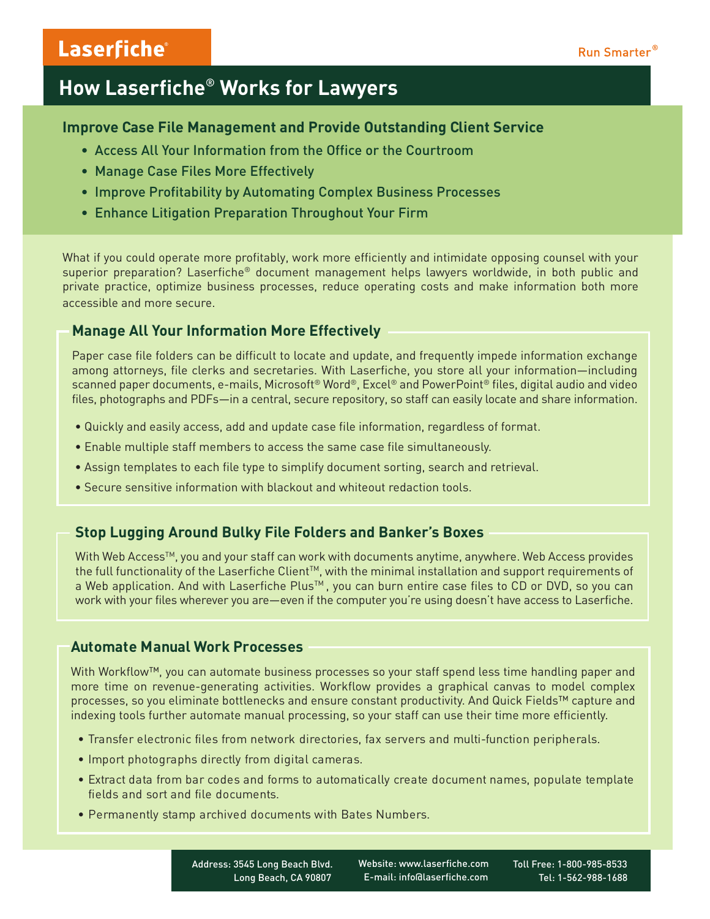Laserfiche®

Run Smarter®

# How Laserfiche® Works for Lawyers

## Improve Case File Management and Provide Outstanding Client Service

- Access All Your Information from the Office or the Courtroom
- Manage Case Files More Effectively
- Improve Profitability by Automating Complex Business Processes
- Enhance Litigation Preparation Throughout Your Firm

What if you could operate more profitably, work more efficiently and intimidate opposing counsel with your superior preparation? Laserfiche® document management helps lawyers worldwide, in both public and private practice, optimize business processes, reduce operating costs and make information both more accessible and more secure.

## Manage All Your Information More Effectively

Paper case file folders can be difficult to locate and update, and frequently impede information exchange among attorneys, file clerks and secretaries. With Laserfiche, you store all your information—including scanned paper documents, e-mails, Microsoft® Word®, Excel® and PowerPoint® files, digital audio and video files, photographs and PDFs—in a central, secure repository, so staff can easily locate and share information.

- Quickly and easily access, add and update case file information, regardless of format.
- Enable multiple staff members to access the same case file simultaneously.
- Assign templates to each file type to simplify document sorting, search and retrieval.
- Secure sensitive information with blackout and whiteout redaction tools.

## Stop Lugging Around Bulky File Folders and Banker's Boxes

With Web Access™, you and your staff can work with documents anytime, anywhere. Web Access provides the full functionality of the Laserfiche Client™, with the minimal installation and support requirements of a Web application. And with Laserfiche Plus™, you can burn entire case files to CD or DVD, so you can work with your files wherever you are—even if the computer you're using doesn't have access to Laserfiche.

## Automate Manual Work Processes

With Workflow™, you can automate business processes so your staff spend less time handling paper and more time on revenue-generating activities. Workflow provides a graphical canvas to model complex processes, so you eliminate bottlenecks and ensure constant productivity. And Quick Fields™ capture and indexing tools further automate manual processing, so your staff can use their time more efficiently.

- Transfer electronic files from network directories, fax servers and multi-function peripherals.
- Import photographs directly from digital cameras.
- Extract data from bar codes and forms to automatically create document names, populate template fields and sort and file documents.
- Permanently stamp archived documents with Bates Numbers.

Address: 3545 Long Beach Blvd.
Long Beach, CA 90807

Website: www.laserfiche.com
E-mail: info@laserfiche.com

Toll Free: 1-800-985-8533
Tel: 1-562-988-1688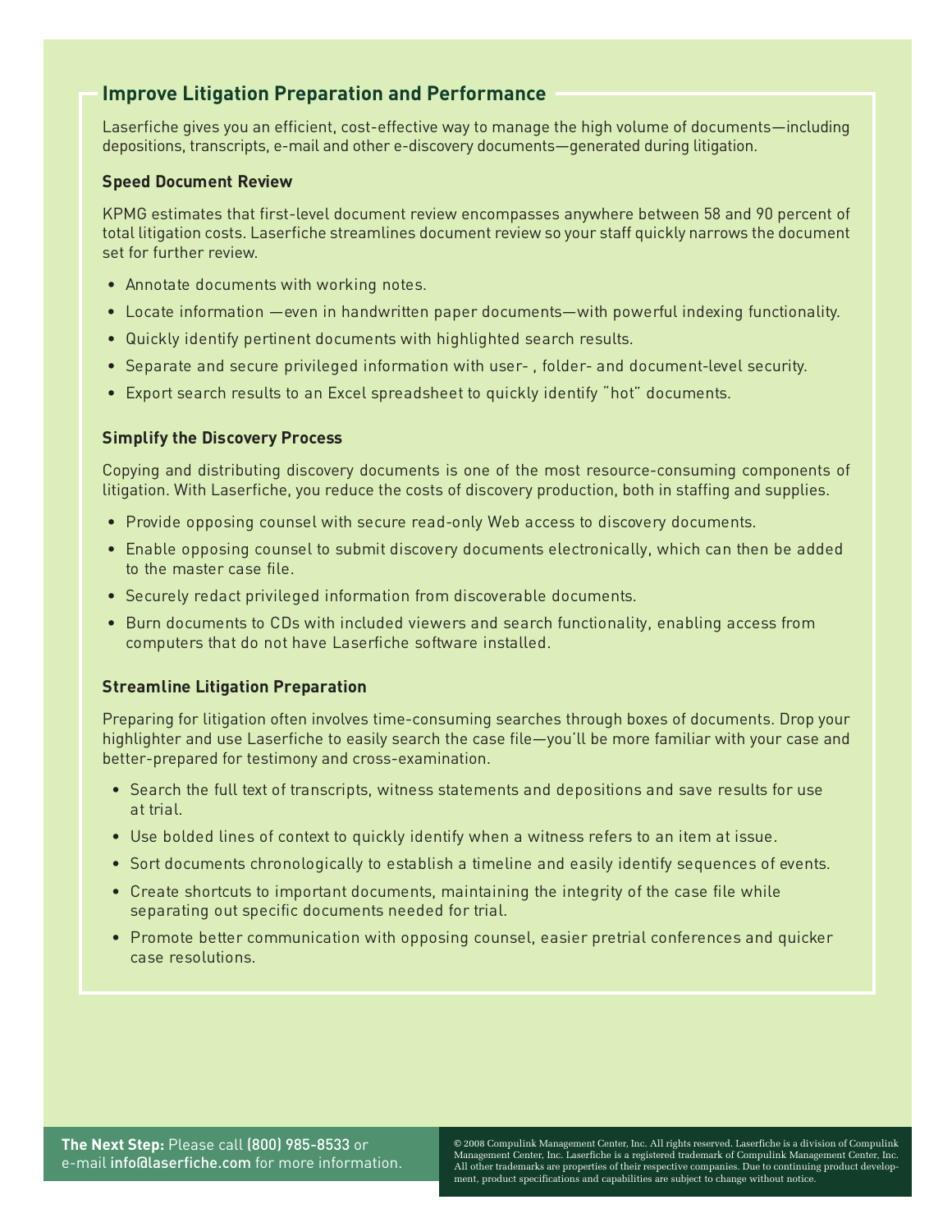## Improve Litigation Preparation and Performance

Laserfiche gives you an efficient, cost-effective way to manage the high volume of documents—including depositions, transcripts, e-mail and other e-discovery documents—generated during litigation.

### Speed Document Review

KPMG estimates that first-level document review encompasses anywhere between 58 and 90 percent of total litigation costs. Laserfiche streamlines document review so your staff quickly narrows the document set for further review.

- Annotate documents with working notes.
- Locate information —even in handwritten paper documents—with powerful indexing functionality.
- Quickly identify pertinent documents with highlighted search results.
- Separate and secure privileged information with user- , folder- and document-level security.
- Export search results to an Excel spreadsheet to quickly identify "hot" documents.

### Simplify the Discovery Process

Copying and distributing discovery documents is one of the most resource-consuming components of litigation. With Laserfiche, you reduce the costs of discovery production, both in staffing and supplies.

- Provide opposing counsel with secure read-only Web access to discovery documents.
- Enable opposing counsel to submit discovery documents electronically, which can then be added to the master case file.
- Securely redact privileged information from discoverable documents.
- Burn documents to CDs with included viewers and search functionality, enabling access from computers that do not have Laserfiche software installed.

### Streamline Litigation Preparation

Preparing for litigation often involves time-consuming searches through boxes of documents. Drop your highlighter and use Laserfiche to easily search the case file—you'll be more familiar with your case and better-prepared for testimony and cross-examination.

- Search the full text of transcripts, witness statements and depositions and save results for use at trial.
- Use bolded lines of context to quickly identify when a witness refers to an item at issue.
- Sort documents chronologically to establish a timeline and easily identify sequences of events.
- Create shortcuts to important documents, maintaining the integrity of the case file while separating out specific documents needed for trial.
- Promote better communication with opposing counsel, easier pretrial conferences and quicker case resolutions.

**The Next Step:** Please call (800) 985-8533 or e-mail info@laserfiche.com for more information.

© 2008 Compulink Management Center, Inc. All rights reserved. Laserfiche is a division of Compulink Management Center, Inc. Laserfiche is a registered trademark of Compulink Management Center, Inc. All other trademarks are properties of their respective companies. Due to continuing product development, product specifications and capabilities are subject to change without notice.